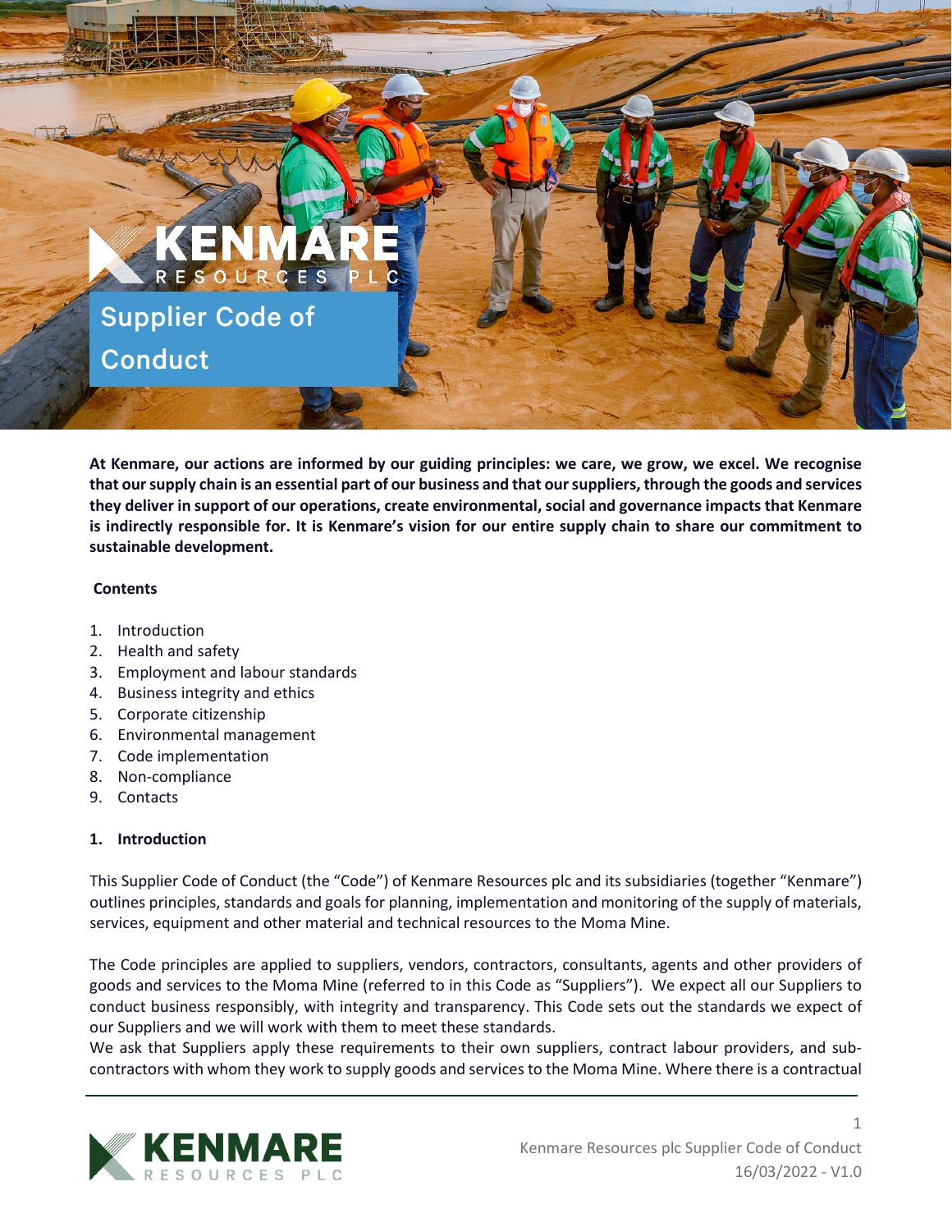# Supplier Code of Conduct

**At Kenmare, our actions are informed by our guiding principles: we care, we grow, we excel. We recognise that our supply chain is an essential part of our business and that our suppliers, through the goods and services they deliver in support of our operations, create environmental, social and governance impacts that Kenmare is indirectly responsible for. It is Kenmare's vision for our entire supply chain to share our commitment to sustainable development.**

**Contents**

1. Introduction
2. Health and safety
3. Employment and labour standards
4. Business integrity and ethics
5. Corporate citizenship
6. Environmental management
7. Code implementation
8. Non-compliance
9. Contacts

## 1. Introduction

This Supplier Code of Conduct (the "Code") of Kenmare Resources plc and its subsidiaries (together "Kenmare") outlines principles, standards and goals for planning, implementation and monitoring of the supply of materials, services, equipment and other material and technical resources to the Moma Mine.

The Code principles are applied to suppliers, vendors, contractors, consultants, agents and other providers of goods and services to the Moma Mine (referred to in this Code as "Suppliers"). We expect all our Suppliers to conduct business responsibly, with integrity and transparency. This Code sets out the standards we expect of our Suppliers and we will work with them to meet these standards.
We ask that Suppliers apply these requirements to their own suppliers, contract labour providers, and sub-contractors with whom they work to supply goods and services to the Moma Mine. Where there is a contractual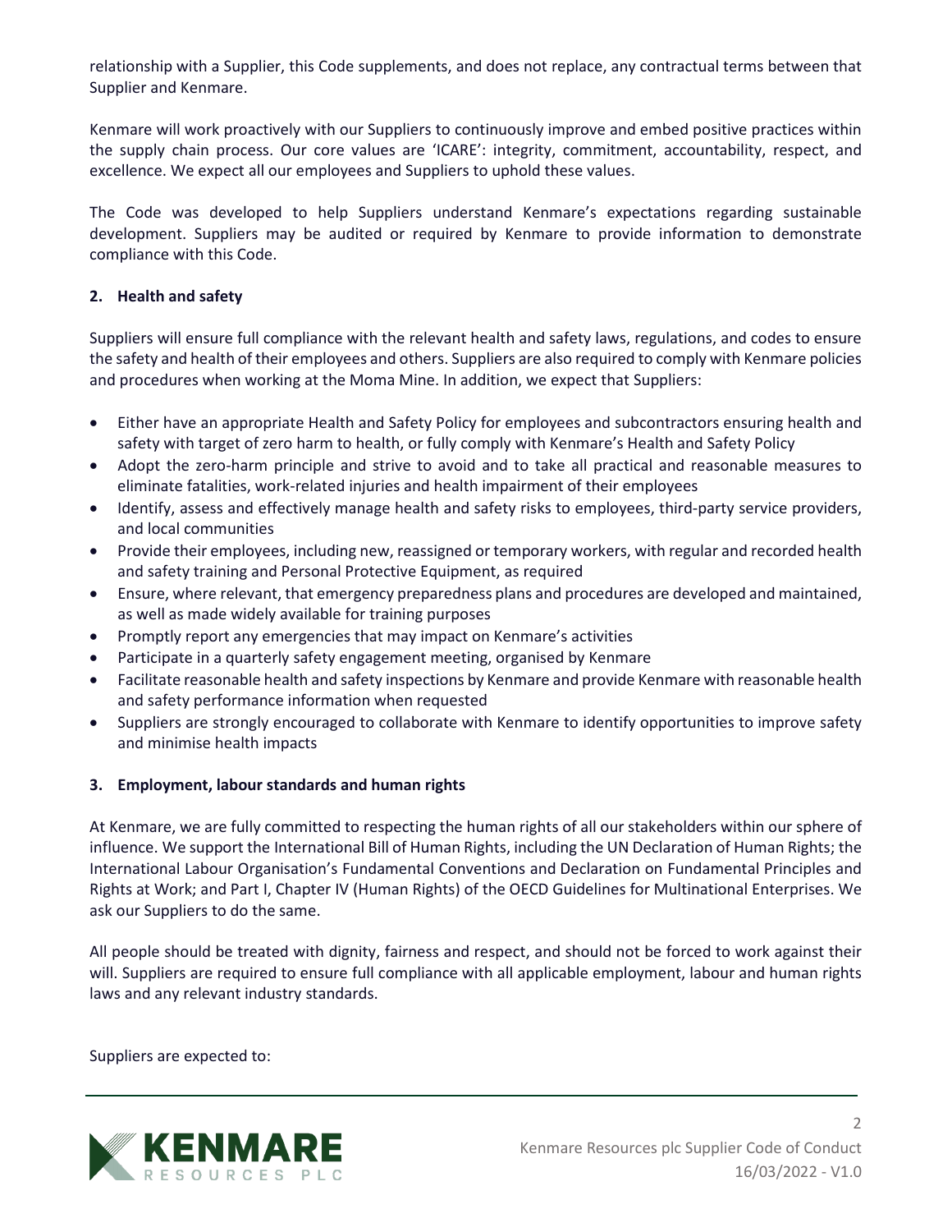relationship with a Supplier, this Code supplements, and does not replace, any contractual terms between that Supplier and Kenmare.

Kenmare will work proactively with our Suppliers to continuously improve and embed positive practices within the supply chain process. Our core values are 'ICARE': integrity, commitment, accountability, respect, and excellence. We expect all our employees and Suppliers to uphold these values.

The Code was developed to help Suppliers understand Kenmare's expectations regarding sustainable development. Suppliers may be audited or required by Kenmare to provide information to demonstrate compliance with this Code.

## 2. Health and safety

Suppliers will ensure full compliance with the relevant health and safety laws, regulations, and codes to ensure the safety and health of their employees and others. Suppliers are also required to comply with Kenmare policies and procedures when working at the Moma Mine. In addition, we expect that Suppliers:

- Either have an appropriate Health and Safety Policy for employees and subcontractors ensuring health and safety with target of zero harm to health, or fully comply with Kenmare's Health and Safety Policy
- Adopt the zero-harm principle and strive to avoid and to take all practical and reasonable measures to eliminate fatalities, work-related injuries and health impairment of their employees
- Identify, assess and effectively manage health and safety risks to employees, third-party service providers, and local communities
- Provide their employees, including new, reassigned or temporary workers, with regular and recorded health and safety training and Personal Protective Equipment, as required
- Ensure, where relevant, that emergency preparedness plans and procedures are developed and maintained, as well as made widely available for training purposes
- Promptly report any emergencies that may impact on Kenmare's activities
- Participate in a quarterly safety engagement meeting, organised by Kenmare
- Facilitate reasonable health and safety inspections by Kenmare and provide Kenmare with reasonable health and safety performance information when requested
- Suppliers are strongly encouraged to collaborate with Kenmare to identify opportunities to improve safety and minimise health impacts

## 3. Employment, labour standards and human rights

At Kenmare, we are fully committed to respecting the human rights of all our stakeholders within our sphere of influence. We support the International Bill of Human Rights, including the UN Declaration of Human Rights; the International Labour Organisation's Fundamental Conventions and Declaration on Fundamental Principles and Rights at Work; and Part I, Chapter IV (Human Rights) of the OECD Guidelines for Multinational Enterprises. We ask our Suppliers to do the same.

All people should be treated with dignity, fairness and respect, and should not be forced to work against their will. Suppliers are required to ensure full compliance with all applicable employment, labour and human rights laws and any relevant industry standards.

Suppliers are expected to: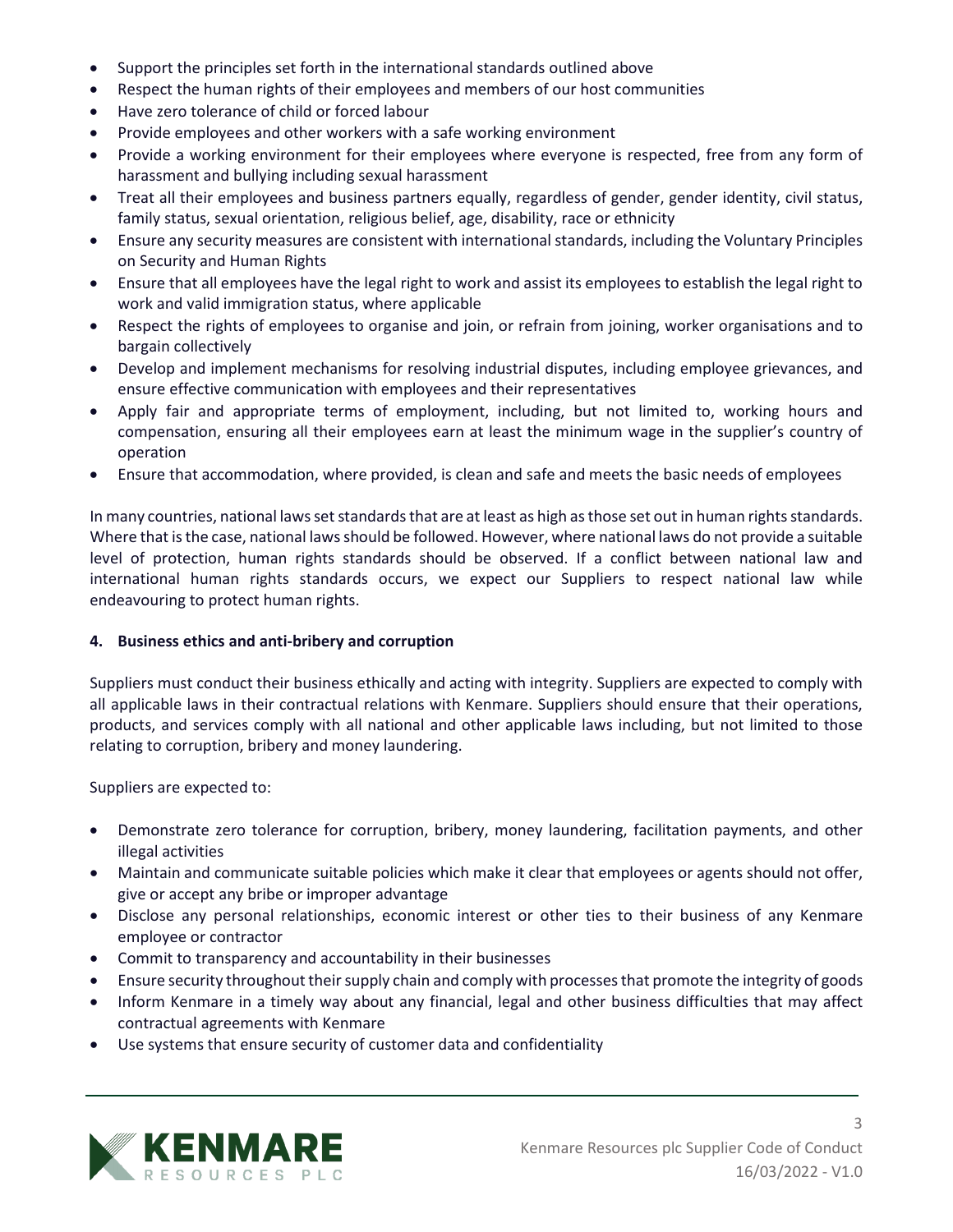- Support the principles set forth in the international standards outlined above
- Respect the human rights of their employees and members of our host communities
- Have zero tolerance of child or forced labour
- Provide employees and other workers with a safe working environment
- Provide a working environment for their employees where everyone is respected, free from any form of harassment and bullying including sexual harassment
- Treat all their employees and business partners equally, regardless of gender, gender identity, civil status, family status, sexual orientation, religious belief, age, disability, race or ethnicity
- Ensure any security measures are consistent with international standards, including the Voluntary Principles on Security and Human Rights
- Ensure that all employees have the legal right to work and assist its employees to establish the legal right to work and valid immigration status, where applicable
- Respect the rights of employees to organise and join, or refrain from joining, worker organisations and to bargain collectively
- Develop and implement mechanisms for resolving industrial disputes, including employee grievances, and ensure effective communication with employees and their representatives
- Apply fair and appropriate terms of employment, including, but not limited to, working hours and compensation, ensuring all their employees earn at least the minimum wage in the supplier's country of operation
- Ensure that accommodation, where provided, is clean and safe and meets the basic needs of employees

In many countries, national laws set standards that are at least as high as those set out in human rights standards. Where that is the case, national laws should be followed. However, where national laws do not provide a suitable level of protection, human rights standards should be observed. If a conflict between national law and international human rights standards occurs, we expect our Suppliers to respect national law while endeavouring to protect human rights.

## 4. Business ethics and anti-bribery and corruption

Suppliers must conduct their business ethically and acting with integrity. Suppliers are expected to comply with all applicable laws in their contractual relations with Kenmare. Suppliers should ensure that their operations, products, and services comply with all national and other applicable laws including, but not limited to those relating to corruption, bribery and money laundering.

Suppliers are expected to:

- Demonstrate zero tolerance for corruption, bribery, money laundering, facilitation payments, and other illegal activities
- Maintain and communicate suitable policies which make it clear that employees or agents should not offer, give or accept any bribe or improper advantage
- Disclose any personal relationships, economic interest or other ties to their business of any Kenmare employee or contractor
- Commit to transparency and accountability in their businesses
- Ensure security throughout their supply chain and comply with processes that promote the integrity of goods
- Inform Kenmare in a timely way about any financial, legal and other business difficulties that may affect contractual agreements with Kenmare
- Use systems that ensure security of customer data and confidentiality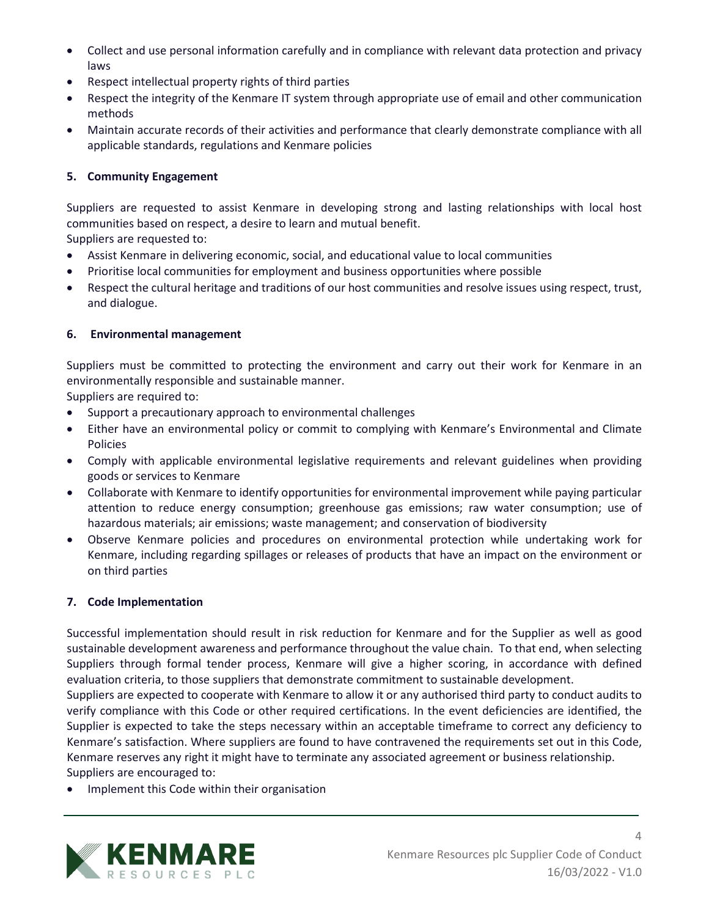- Collect and use personal information carefully and in compliance with relevant data protection and privacy laws
- Respect intellectual property rights of third parties
- Respect the integrity of the Kenmare IT system through appropriate use of email and other communication methods
- Maintain accurate records of their activities and performance that clearly demonstrate compliance with all applicable standards, regulations and Kenmare policies

### 5. Community Engagement

Suppliers are requested to assist Kenmare in developing strong and lasting relationships with local host communities based on respect, a desire to learn and mutual benefit.

Suppliers are requested to:

- Assist Kenmare in delivering economic, social, and educational value to local communities
- Prioritise local communities for employment and business opportunities where possible
- Respect the cultural heritage and traditions of our host communities and resolve issues using respect, trust, and dialogue.

### 6. Environmental management

Suppliers must be committed to protecting the environment and carry out their work for Kenmare in an environmentally responsible and sustainable manner.

Suppliers are required to:

- Support a precautionary approach to environmental challenges
- Either have an environmental policy or commit to complying with Kenmare's Environmental and Climate Policies
- Comply with applicable environmental legislative requirements and relevant guidelines when providing goods or services to Kenmare
- Collaborate with Kenmare to identify opportunities for environmental improvement while paying particular attention to reduce energy consumption; greenhouse gas emissions; raw water consumption; use of hazardous materials; air emissions; waste management; and conservation of biodiversity
- Observe Kenmare policies and procedures on environmental protection while undertaking work for Kenmare, including regarding spillages or releases of products that have an impact on the environment or on third parties

### 7. Code Implementation

Successful implementation should result in risk reduction for Kenmare and for the Supplier as well as good sustainable development awareness and performance throughout the value chain. To that end, when selecting Suppliers through formal tender process, Kenmare will give a higher scoring, in accordance with defined evaluation criteria, to those suppliers that demonstrate commitment to sustainable development.

Suppliers are expected to cooperate with Kenmare to allow it or any authorised third party to conduct audits to verify compliance with this Code or other required certifications. In the event deficiencies are identified, the Supplier is expected to take the steps necessary within an acceptable timeframe to correct any deficiency to Kenmare's satisfaction. Where suppliers are found to have contravened the requirements set out in this Code, Kenmare reserves any right it might have to terminate any associated agreement or business relationship.

Suppliers are encouraged to:

- Implement this Code within their organisation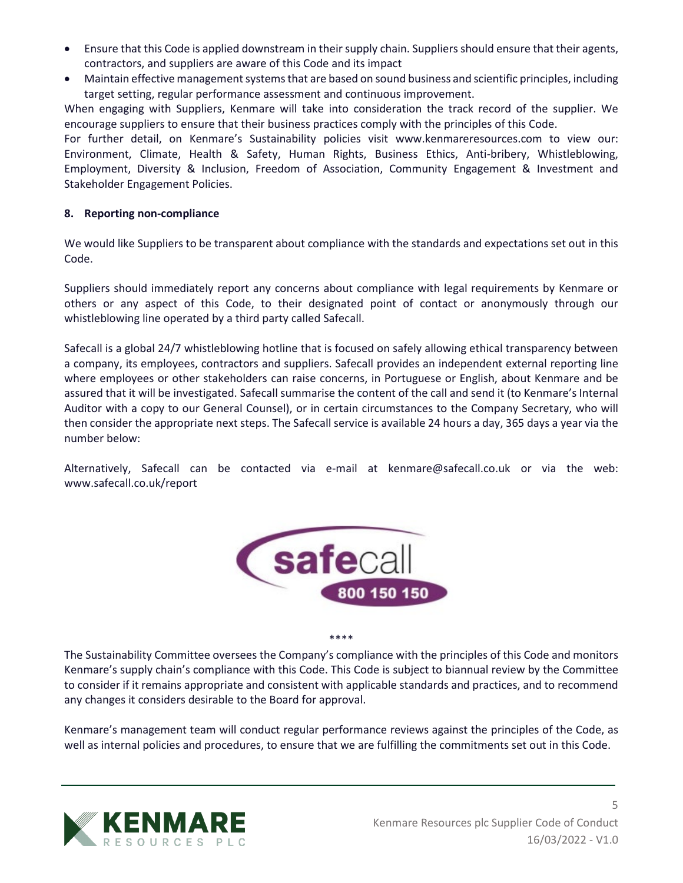- Ensure that this Code is applied downstream in their supply chain. Suppliers should ensure that their agents, contractors, and suppliers are aware of this Code and its impact
- Maintain effective management systems that are based on sound business and scientific principles, including target setting, regular performance assessment and continuous improvement.

When engaging with Suppliers, Kenmare will take into consideration the track record of the supplier. We encourage suppliers to ensure that their business practices comply with the principles of this Code.

For further detail, on Kenmare's Sustainability policies visit www.kenmareresources.com to view our: Environment, Climate, Health & Safety, Human Rights, Business Ethics, Anti-bribery, Whistleblowing, Employment, Diversity & Inclusion, Freedom of Association, Community Engagement & Investment and Stakeholder Engagement Policies.

## 8. Reporting non-compliance

We would like Suppliers to be transparent about compliance with the standards and expectations set out in this Code.

Suppliers should immediately report any concerns about compliance with legal requirements by Kenmare or others or any aspect of this Code, to their designated point of contact or anonymously through our whistleblowing line operated by a third party called Safecall.

Safecall is a global 24/7 whistleblowing hotline that is focused on safely allowing ethical transparency between a company, its employees, contractors and suppliers. Safecall provides an independent external reporting line where employees or other stakeholders can raise concerns, in Portuguese or English, about Kenmare and be assured that it will be investigated. Safecall summarise the content of the call and send it (to Kenmare's Internal Auditor with a copy to our General Counsel), or in certain circumstances to the Company Secretary, who will then consider the appropriate next steps. The Safecall service is available 24 hours a day, 365 days a year via the number below:

Alternatively, Safecall can be contacted via e-mail at kenmare@safecall.co.uk or via the web: www.safecall.co.uk/report

safecall
800 150 150

****

The Sustainability Committee oversees the Company's compliance with the principles of this Code and monitors Kenmare's supply chain's compliance with this Code. This Code is subject to biannual review by the Committee to consider if it remains appropriate and consistent with applicable standards and practices, and to recommend any changes it considers desirable to the Board for approval.

Kenmare's management team will conduct regular performance reviews against the principles of the Code, as well as internal policies and procedures, to ensure that we are fulfilling the commitments set out in this Code.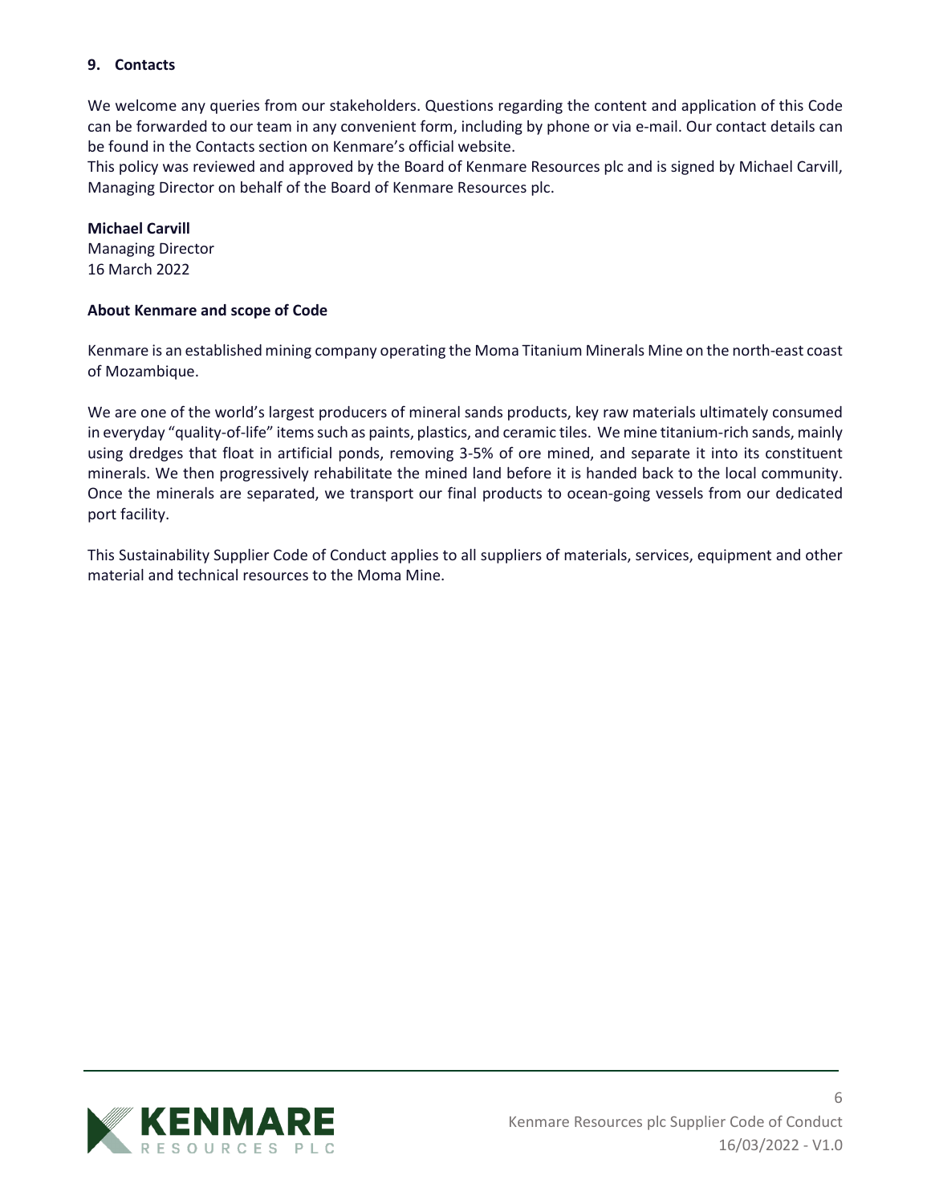## 9. Contacts

We welcome any queries from our stakeholders. Questions regarding the content and application of this Code can be forwarded to our team in any convenient form, including by phone or via e-mail. Our contact details can be found in the Contacts section on Kenmare's official website.

This policy was reviewed and approved by the Board of Kenmare Resources plc and is signed by Michael Carvill, Managing Director on behalf of the Board of Kenmare Resources plc.

**Michael Carvill**
Managing Director
16 March 2022

**About Kenmare and scope of Code**

Kenmare is an established mining company operating the Moma Titanium Minerals Mine on the north-east coast of Mozambique.

We are one of the world's largest producers of mineral sands products, key raw materials ultimately consumed in everyday "quality-of-life" items such as paints, plastics, and ceramic tiles. We mine titanium-rich sands, mainly using dredges that float in artificial ponds, removing 3-5% of ore mined, and separate it into its constituent minerals. We then progressively rehabilitate the mined land before it is handed back to the local community. Once the minerals are separated, we transport our final products to ocean-going vessels from our dedicated port facility.

This Sustainability Supplier Code of Conduct applies to all suppliers of materials, services, equipment and other material and technical resources to the Moma Mine.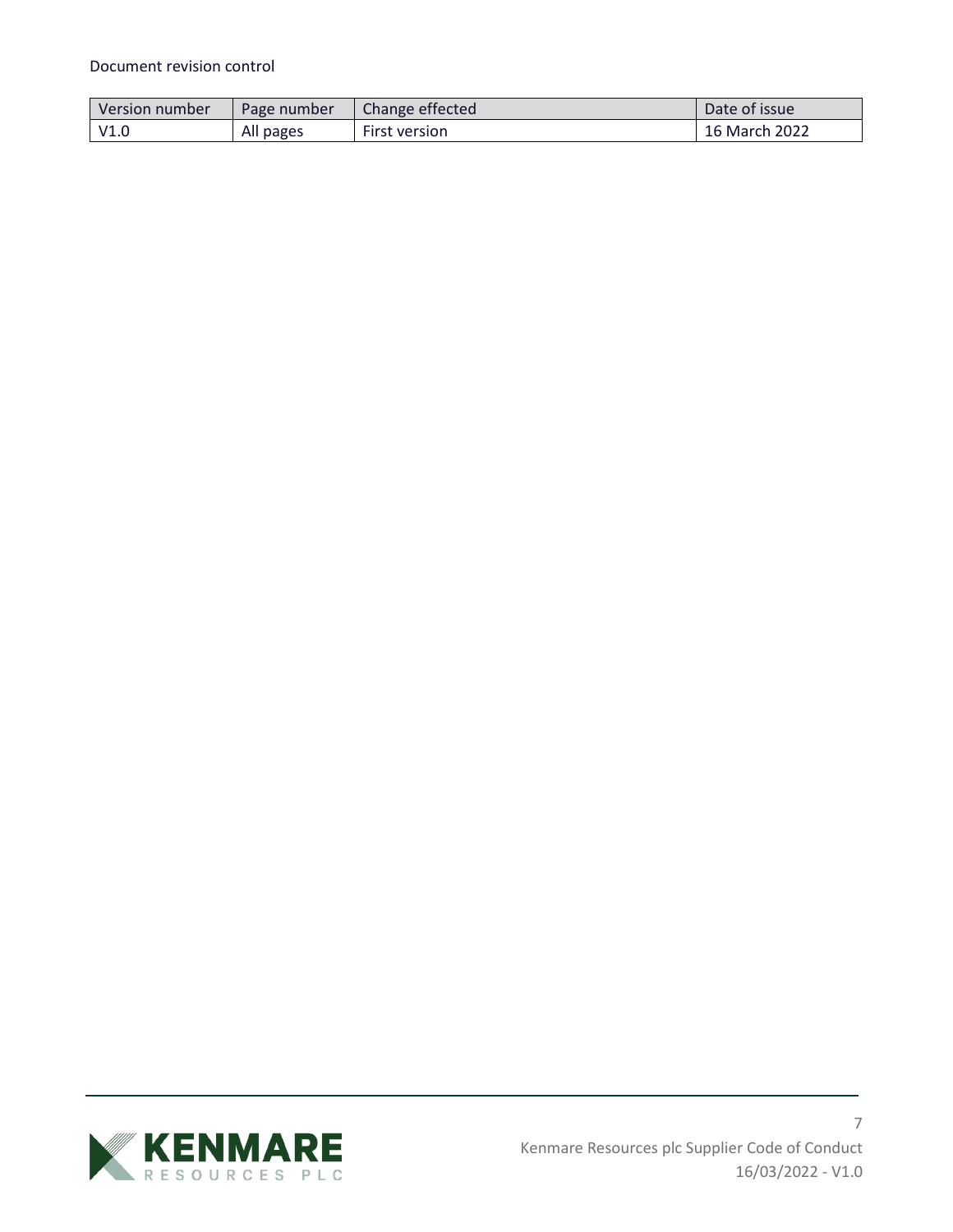Document revision control

| Version number | Page number | Change effected | Date of issue |
| --- | --- | --- | --- |
| V1.0 | All pages | First version | 16 March 2022 |